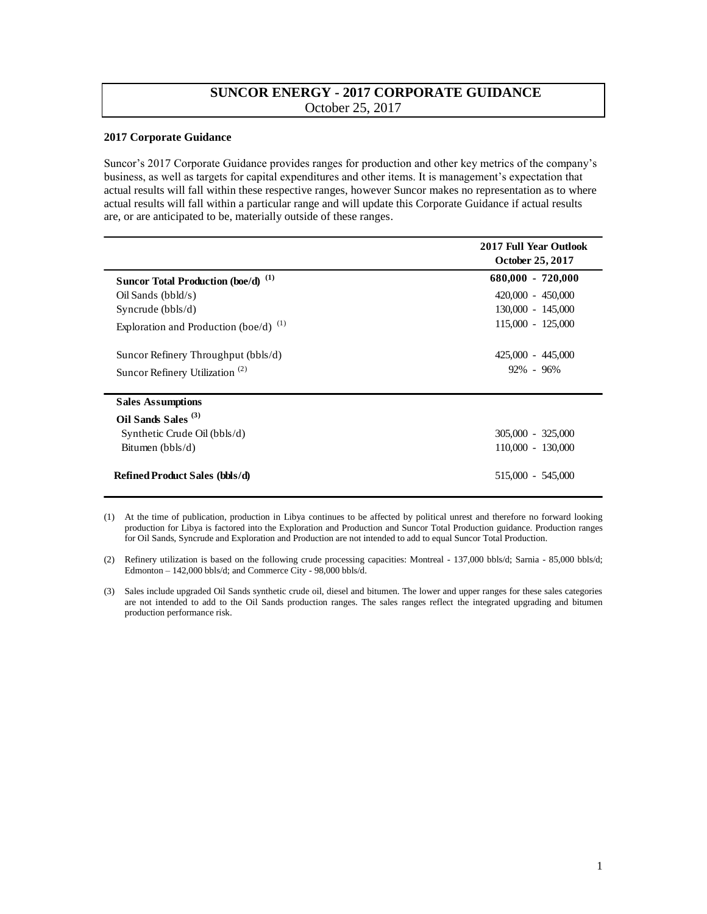# SUNCOR ENERGY - 2017 CORPORATE GUIDANCE

October 25, 2017

### 2017 Corporate Guidance

Suncor's 2017 Corporate Guidance provides ranges for production and other key metrics of the company's business, as well as targets for capital expenditures and other items. It is management's expectation that actual results will fall within these respective ranges, however Suncor makes no representation as to where actual results will fall within a particular range and will update this Corporate Guidance if actual results are, or are anticipated to be, materially outside of these ranges.

| | 2017 Full Year Outlook October 25, 2017 |
|---|---|
| **Suncor Total Production (boe/d)** [(1)] | **680,000 - 720,000** |
| Oil Sands (bbld/s) | 420,000 - 450,000 |
| Syncrude (bbls/d) | 130,000 - 145,000 |
| Exploration and Production (boe/d) [(1)] | 115,000 - 125,000 |
| Suncor Refinery Throughput (bbls/d) | 425,000 - 445,000 |
| Suncor Refinery Utilization [(2)] | 92% - 96% |
| **Sales Assumptions** | |
| **Oil Sands Sales** [(3)] | |
| Synthetic Crude Oil (bbls/d) | 305,000 - 325,000 |
| Bitumen (bbls/d) | 110,000 - 130,000 |
| **Refined Product Sales (bbls/d)** | 515,000 - 545,000 |

(1) At the time of publication, production in Libya continues to be affected by political unrest and therefore no forward looking production for Libya is factored into the Exploration and Production and Suncor Total Production guidance. Production ranges for Oil Sands, Syncrude and Exploration and Production are not intended to add to equal Suncor Total Production.

(2) Refinery utilization is based on the following crude processing capacities: Montreal - 137,000 bbls/d; Sarnia - 85,000 bbls/d; Edmonton – 142,000 bbls/d; and Commerce City - 98,000 bbls/d.

(3) Sales include upgraded Oil Sands synthetic crude oil, diesel and bitumen. The lower and upper ranges for these sales categories are not intended to add to the Oil Sands production ranges. The sales ranges reflect the integrated upgrading and bitumen production performance risk.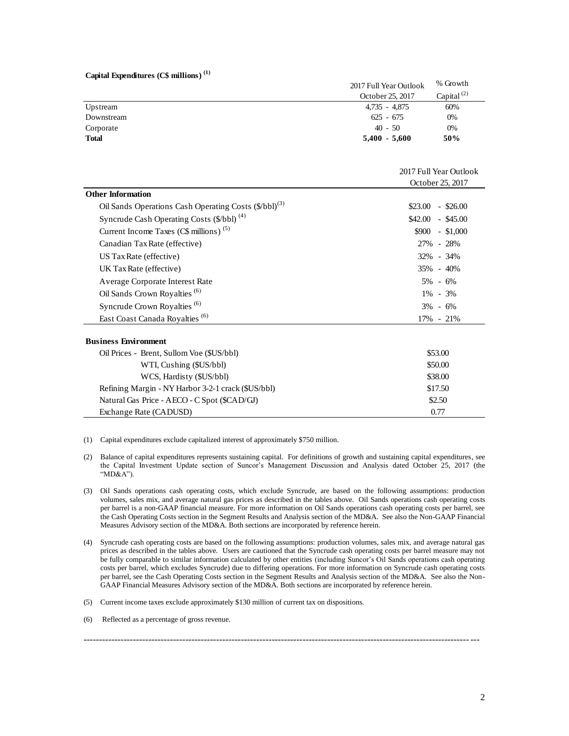**Capital Expenditures (C$ millions) [(1)]**

| | 2017 Full Year Outlook October 25, 2017 | % Growth Capital [(2)] |
|---|---|---|
| Upstream | 4,735 - 4,875 | 60% |
| Downstream | 625 - 675 | 0% |
| Corporate | 40 - 50 | 0% |
| **Total** | **5,400 - 5,600** | **50%** |

| | 2017 Full Year Outlook October 25, 2017 |
|---|---|
| **Other Information** | |
| Oil Sands Operations Cash Operating Costs ($/bbl)[(3)] | $23.00 - $26.00 |
| Syncrude Cash Operating Costs ($/bbl) [(4)] | $42.00 - $45.00 |
| Current Income Taxes (C$ millions) [(5)] | $900 - $1,000 |
| Canadian Tax Rate (effective) | 27% - 28% |
| US Tax Rate (effective) | 32% - 34% |
| UK Tax Rate (effective) | 35% - 40% |
| Average Corporate Interest Rate | 5% - 6% |
| Oil Sands Crown Royalties [(6)] | 1% - 3% |
| Syncrude Crown Royalties [(6)] | 3% - 6% |
| East Coast Canada Royalties [(6)] | 17% - 21% |
| **Business Environment** | |
| Oil Prices - Brent, Sullom Voe ($US/bbl) | $53.00 |
| WTI, Cushing ($US/bbl) | $50.00 |
| WCS, Hardisty ($US/bbl) | $38.00 |
| Refining Margin - NY Harbor 3-2-1 crack ($US/bbl) | $17.50 |
| Natural Gas Price - AECO - C Spot ($CAD/GJ) | $2.50 |
| Exchange Rate (CADUSD) | 0.77 |

(1) Capital expenditures exclude capitalized interest of approximately $750 million.

(2) Balance of capital expenditures represents sustaining capital. For definitions of growth and sustaining capital expenditures, see the Capital Investment Update section of Suncor's Management Discussion and Analysis dated October 25, 2017 (the "MD&A").

(3) Oil Sands operations cash operating costs, which exclude Syncrude, are based on the following assumptions: production volumes, sales mix, and average natural gas prices as described in the tables above. Oil Sands operations cash operating costs per barrel is a non-GAAP financial measure. For more information on Oil Sands operations cash operating costs per barrel, see the Cash Operating Costs section in the Segment Results and Analysis section of the MD&A. See also the Non-GAAP Financial Measures Advisory section of the MD&A. Both sections are incorporated by reference herein.

(4) Syncrude cash operating costs are based on the following assumptions: production volumes, sales mix, and average natural gas prices as described in the tables above. Users are cautioned that the Syncrude cash operating costs per barrel measure may not be fully comparable to similar information calculated by other entities (including Suncor's Oil Sands operations cash operating costs per barrel, which excludes Syncrude) due to differing operations. For more information on Syncrude cash operating costs per barrel, see the Cash Operating Costs section in the Segment Results and Analysis section of the MD&A. See also the Non-GAAP Financial Measures Advisory section of the MD&A. Both sections are incorporated by reference herein.

(5) Current income taxes exclude approximately $130 million of current tax on dispositions.

(6) Reflected as a percentage of gross revenue.

---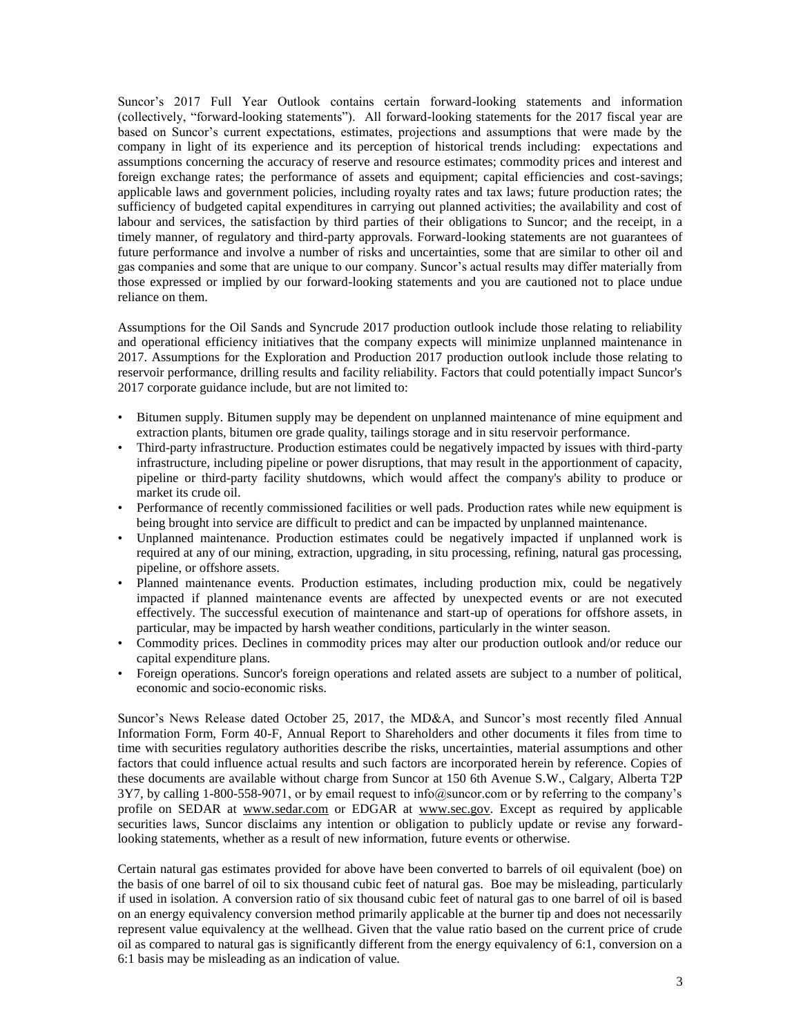Suncor's 2017 Full Year Outlook contains certain forward-looking statements and information (collectively, "forward-looking statements"). All forward-looking statements for the 2017 fiscal year are based on Suncor's current expectations, estimates, projections and assumptions that were made by the company in light of its experience and its perception of historical trends including: expectations and assumptions concerning the accuracy of reserve and resource estimates; commodity prices and interest and foreign exchange rates; the performance of assets and equipment; capital efficiencies and cost-savings; applicable laws and government policies, including royalty rates and tax laws; future production rates; the sufficiency of budgeted capital expenditures in carrying out planned activities; the availability and cost of labour and services, the satisfaction by third parties of their obligations to Suncor; and the receipt, in a timely manner, of regulatory and third-party approvals. Forward-looking statements are not guarantees of future performance and involve a number of risks and uncertainties, some that are similar to other oil and gas companies and some that are unique to our company. Suncor's actual results may differ materially from those expressed or implied by our forward-looking statements and you are cautioned not to place undue reliance on them.

Assumptions for the Oil Sands and Syncrude 2017 production outlook include those relating to reliability and operational efficiency initiatives that the company expects will minimize unplanned maintenance in 2017. Assumptions for the Exploration and Production 2017 production outlook include those relating to reservoir performance, drilling results and facility reliability. Factors that could potentially impact Suncor's 2017 corporate guidance include, but are not limited to:

- Bitumen supply. Bitumen supply may be dependent on unplanned maintenance of mine equipment and extraction plants, bitumen ore grade quality, tailings storage and in situ reservoir performance.
- Third-party infrastructure. Production estimates could be negatively impacted by issues with third-party infrastructure, including pipeline or power disruptions, that may result in the apportionment of capacity, pipeline or third-party facility shutdowns, which would affect the company's ability to produce or market its crude oil.
- Performance of recently commissioned facilities or well pads. Production rates while new equipment is being brought into service are difficult to predict and can be impacted by unplanned maintenance.
- Unplanned maintenance. Production estimates could be negatively impacted if unplanned work is required at any of our mining, extraction, upgrading, in situ processing, refining, natural gas processing, pipeline, or offshore assets.
- Planned maintenance events. Production estimates, including production mix, could be negatively impacted if planned maintenance events are affected by unexpected events or are not executed effectively. The successful execution of maintenance and start-up of operations for offshore assets, in particular, may be impacted by harsh weather conditions, particularly in the winter season.
- Commodity prices. Declines in commodity prices may alter our production outlook and/or reduce our capital expenditure plans.
- Foreign operations. Suncor's foreign operations and related assets are subject to a number of political, economic and socio-economic risks.

Suncor's News Release dated October 25, 2017, the MD&A, and Suncor's most recently filed Annual Information Form, Form 40-F, Annual Report to Shareholders and other documents it files from time to time with securities regulatory authorities describe the risks, uncertainties, material assumptions and other factors that could influence actual results and such factors are incorporated herein by reference. Copies of these documents are available without charge from Suncor at 150 6th Avenue S.W., Calgary, Alberta T2P 3Y7, by calling 1-800-558-9071, or by email request to info@suncor.com or by referring to the company's profile on SEDAR at www.sedar.com or EDGAR at www.sec.gov. Except as required by applicable securities laws, Suncor disclaims any intention or obligation to publicly update or revise any forward-looking statements, whether as a result of new information, future events or otherwise.

Certain natural gas estimates provided for above have been converted to barrels of oil equivalent (boe) on the basis of one barrel of oil to six thousand cubic feet of natural gas. Boe may be misleading, particularly if used in isolation. A conversion ratio of six thousand cubic feet of natural gas to one barrel of oil is based on an energy equivalency conversion method primarily applicable at the burner tip and does not necessarily represent value equivalency at the wellhead. Given that the value ratio based on the current price of crude oil as compared to natural gas is significantly different from the energy equivalency of 6:1, conversion on a 6:1 basis may be misleading as an indication of value.